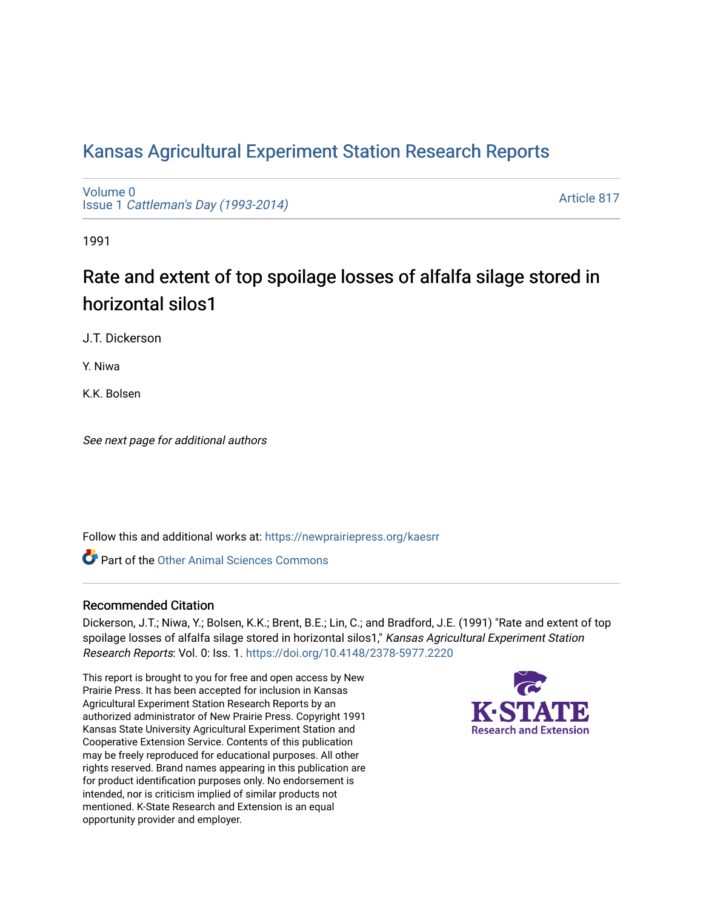# Kansas Agricultural Experiment Station Research Reports

Volume 0
Issue 1 *Cattleman's Day (1993-2014)*

Article 817

1991

## Rate and extent of top spoilage losses of alfalfa silage stored in horizontal silos1

J.T. Dickerson

Y. Niwa

K.K. Bolsen

*See next page for additional authors*

Follow this and additional works at: https://newprairiepress.org/kaesrr

Part of the Other Animal Sciences Commons

### Recommended Citation

Dickerson, J.T.; Niwa, Y.; Bolsen, K.K.; Brent, B.E.; Lin, C.; and Bradford, J.E. (1991) "Rate and extent of top spoilage losses of alfalfa silage stored in horizontal silos1," *Kansas Agricultural Experiment Station Research Reports*: Vol. 0: Iss. 1. https://doi.org/10.4148/2378-5977.2220

This report is brought to you for free and open access by New Prairie Press. It has been accepted for inclusion in Kansas Agricultural Experiment Station Research Reports by an authorized administrator of New Prairie Press. Copyright 1991 Kansas State University Agricultural Experiment Station and Cooperative Extension Service. Contents of this publication may be freely reproduced for educational purposes. All other rights reserved. Brand names appearing in this publication are for product identification purposes only. No endorsement is intended, nor is criticism implied of similar products not mentioned. K-State Research and Extension is an equal opportunity provider and employer.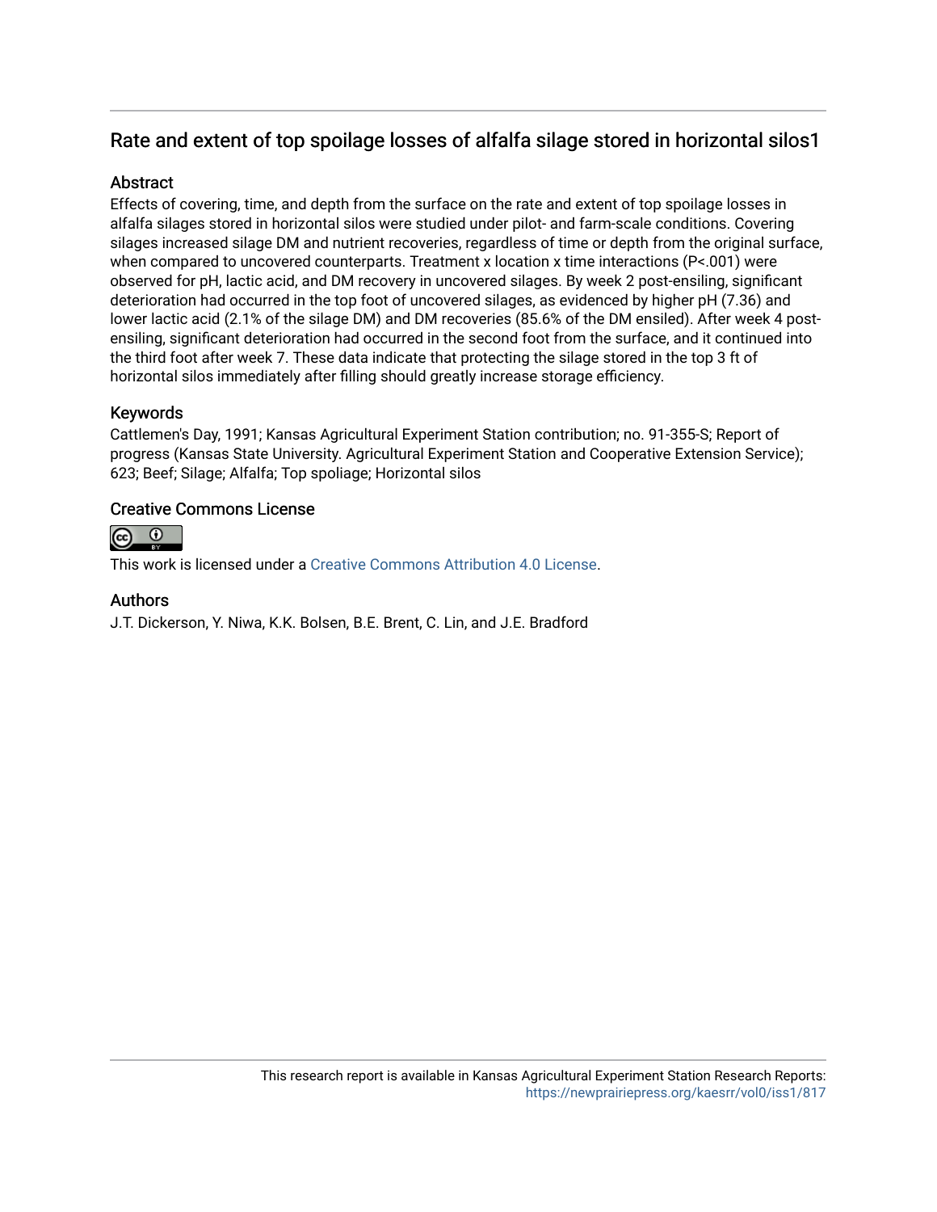## Rate and extent of top spoilage losses of alfalfa silage stored in horizontal silos1

### Abstract

Effects of covering, time, and depth from the surface on the rate and extent of top spoilage losses in alfalfa silages stored in horizontal silos were studied under pilot- and farm-scale conditions. Covering silages increased silage DM and nutrient recoveries, regardless of time or depth from the original surface, when compared to uncovered counterparts. Treatment x location x time interactions (P<.001) were observed for pH, lactic acid, and DM recovery in uncovered silages. By week 2 post-ensiling, significant deterioration had occurred in the top foot of uncovered silages, as evidenced by higher pH (7.36) and lower lactic acid (2.1% of the silage DM) and DM recoveries (85.6% of the DM ensiled). After week 4 post-ensiling, significant deterioration had occurred in the second foot from the surface, and it continued into the third foot after week 7. These data indicate that protecting the silage stored in the top 3 ft of horizontal silos immediately after filling should greatly increase storage efficiency.

### Keywords

Cattlemen's Day, 1991; Kansas Agricultural Experiment Station contribution; no. 91-355-S; Report of progress (Kansas State University. Agricultural Experiment Station and Cooperative Extension Service); 623; Beef; Silage; Alfalfa; Top spoliage; Horizontal silos

### Creative Commons License

This work is licensed under a Creative Commons Attribution 4.0 License.

### Authors

J.T. Dickerson, Y. Niwa, K.K. Bolsen, B.E. Brent, C. Lin, and J.E. Bradford

This research report is available in Kansas Agricultural Experiment Station Research Reports: https://newprairiepress.org/kaesrr/vol0/iss1/817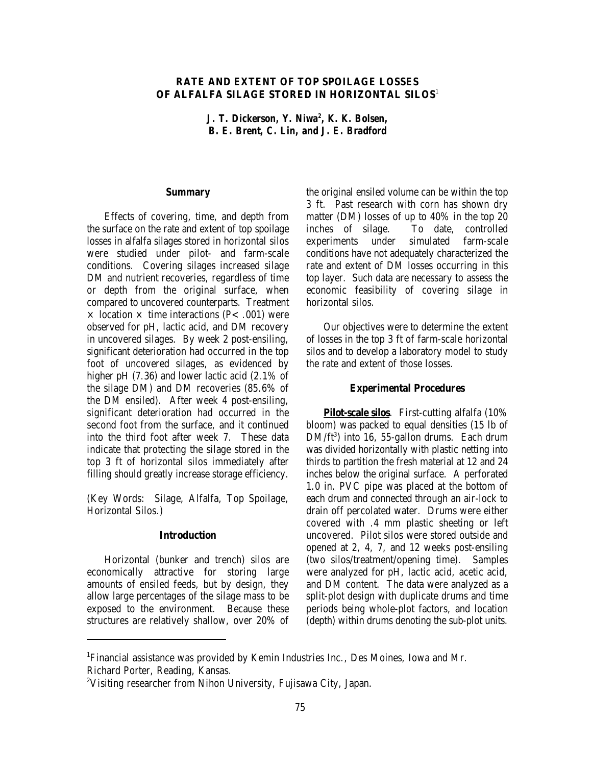# RATE AND EXTENT OF TOP SPOILAGE LOSSES OF ALFALFA SILAGE STORED IN HORIZONTAL SILOS[1]

*J. T. Dickerson, Y. Niwa[2], K. K. Bolsen, B. E. Brent, C. Lin, and J. E. Bradford*

## Summary

Effects of covering, time, and depth from the surface on the rate and extent of top spoilage losses in alfalfa silages stored in horizontal silos were studied under pilot- and farm-scale conditions. Covering silages increased silage DM and nutrient recoveries, regardless of time or depth from the original surface, when compared to uncovered counterparts. Treatment × location × time interactions ($P< .001$) were observed for pH, lactic acid, and DM recovery in uncovered silages. By week 2 post-ensiling, significant deterioration had occurred in the top foot of uncovered silages, as evidenced by higher pH (7.36) and lower lactic acid (2.1% of the silage DM) and DM recoveries (85.6% of the DM ensiled). After week 4 post-ensiling, significant deterioration had occurred in the second foot from the surface, and it continued into the third foot after week 7. These data indicate that protecting the silage stored in the top 3 ft of horizontal silos immediately after filling should greatly increase storage efficiency.

(Key Words: Silage, Alfalfa, Top Spoilage, Horizontal Silos.)

## Introduction

Horizontal (bunker and trench) silos are economically attractive for storing large amounts of ensiled feeds, but by design, they allow large percentages of the silage mass to be exposed to the environment. Because these structures are relatively shallow, over 20% of the original ensiled volume can be within the top 3 ft. Past research with corn has shown dry matter (DM) losses of up to 40% in the top 20 inches of silage. To date, controlled experiments under simulated farm-scale conditions have not adequately characterized the rate and extent of DM losses occurring in this top layer. Such data are necessary to assess the economic feasibility of covering silage in horizontal silos.

Our objectives were to determine the extent of losses in the top 3 ft of farm-scale horizontal silos and to develop a laboratory model to study the rate and extent of those losses.

## Experimental Procedures

**Pilot-scale silos**. First-cutting alfalfa (10% bloom) was packed to equal densities (15 lb of $DM/ft^3$) into 16, 55-gallon drums. Each drum was divided horizontally with plastic netting into thirds to partition the fresh material at 12 and 24 inches below the original surface. A perforated 1.0 in. PVC pipe was placed at the bottom of each drum and connected through an air-lock to drain off percolated water. Drums were either covered with .4 mm plastic sheeting or left uncovered. Pilot silos were stored outside and opened at 2, 4, 7, and 12 weeks post-ensiling (two silos/treatment/opening time). Samples were analyzed for pH, lactic acid, acetic acid, and DM content. The data were analyzed as a split-plot design with duplicate drums and time periods being whole-plot factors, and location (depth) within drums denoting the sub-plot units.

---

[1] Financial assistance was provided by Kemin Industries Inc., Des Moines, Iowa and Mr. Richard Porter, Reading, Kansas.

[2] Visiting researcher from Nihon University, Fujisawa City, Japan.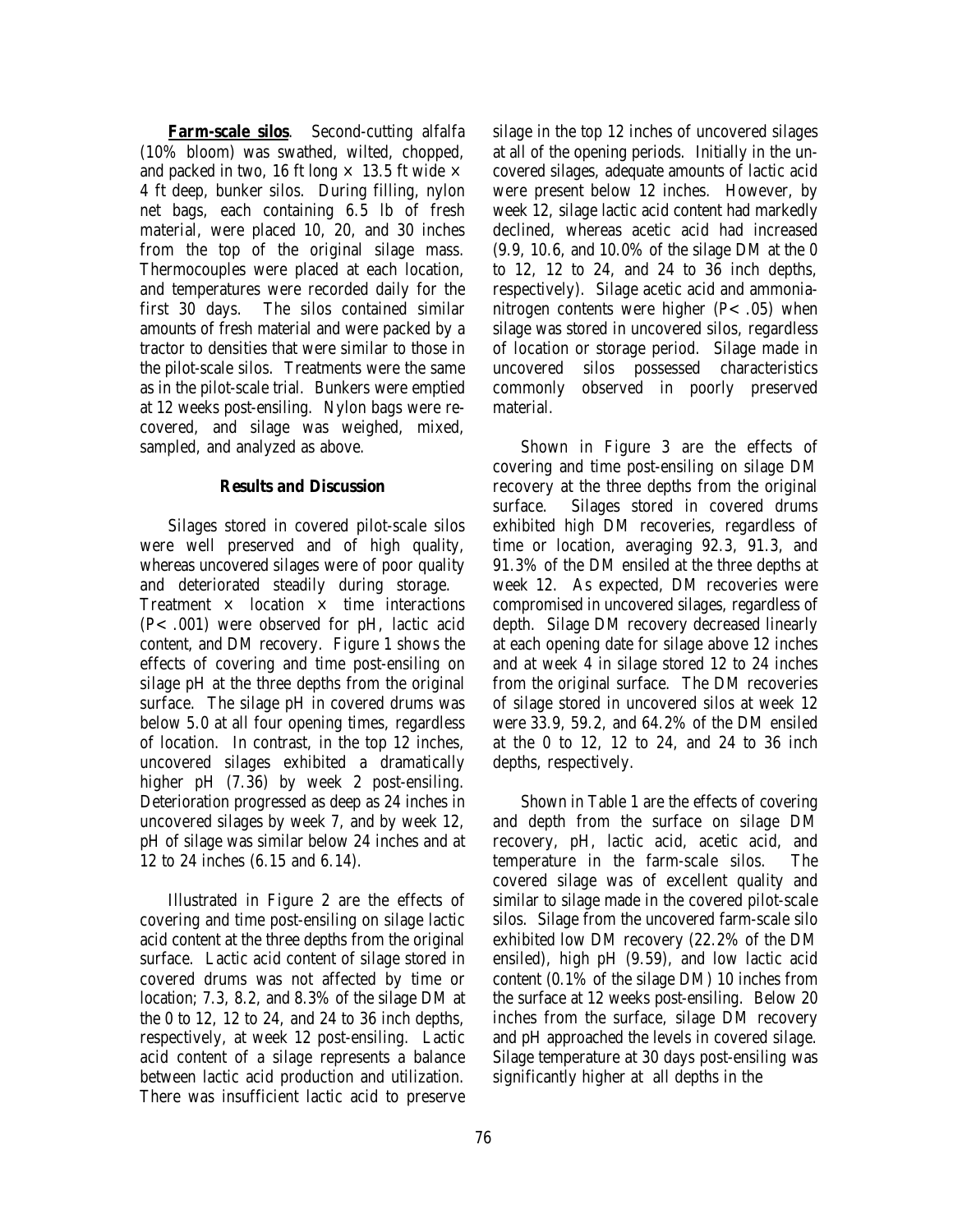**Farm-scale silos**. Second-cutting alfalfa (10% bloom) was swathed, wilted, chopped, and packed in two, 16 ft long × 13.5 ft wide × 4 ft deep, bunker silos. During filling, nylon net bags, each containing 6.5 lb of fresh material, were placed 10, 20, and 30 inches from the top of the original silage mass. Thermocouples were placed at each location, and temperatures were recorded daily for the first 30 days. The silos contained similar amounts of fresh material and were packed by a tractor to densities that were similar to those in the pilot-scale silos. Treatments were the same as in the pilot-scale trial. Bunkers were emptied at 12 weeks post-ensiling. Nylon bags were recovered, and silage was weighed, mixed, sampled, and analyzed as above.

## Results and Discussion

Silages stored in covered pilot-scale silos were well preserved and of high quality, whereas uncovered silages were of poor quality and deteriorated steadily during storage. Treatment × location × time interactions ($P < .001$) were observed for pH, lactic acid content, and DM recovery. Figure 1 shows the effects of covering and time post-ensiling on silage pH at the three depths from the original surface. The silage pH in covered drums was below 5.0 at all four opening times, regardless of location. In contrast, in the top 12 inches, uncovered silages exhibited a dramatically higher pH (7.36) by week 2 post-ensiling. Deterioration progressed as deep as 24 inches in uncovered silages by week 7, and by week 12, pH of silage was similar below 24 inches and at 12 to 24 inches (6.15 and 6.14).

Illustrated in Figure 2 are the effects of covering and time post-ensiling on silage lactic acid content at the three depths from the original surface. Lactic acid content of silage stored in covered drums was not affected by time or location; 7.3, 8.2, and 8.3% of the silage DM at the 0 to 12, 12 to 24, and 24 to 36 inch depths, respectively, at week 12 post-ensiling. Lactic acid content of a silage represents a balance between lactic acid production and utilization. There was insufficient lactic acid to preserve silage in the top 12 inches of uncovered silages at all of the opening periods. Initially in the uncovered silages, adequate amounts of lactic acid were present below 12 inches. However, by week 12, silage lactic acid content had markedly declined, whereas acetic acid had increased (9.9, 10.6, and 10.0% of the silage DM at the 0 to 12, 12 to 24, and 24 to 36 inch depths, respectively). Silage acetic acid and ammonia-nitrogen contents were higher ($P < .05$) when silage was stored in uncovered silos, regardless of location or storage period. Silage made in uncovered silos possessed characteristics commonly observed in poorly preserved material.

Shown in Figure 3 are the effects of covering and time post-ensiling on silage DM recovery at the three depths from the original surface. Silages stored in covered drums exhibited high DM recoveries, regardless of time or location, averaging 92.3, 91.3, and 91.3% of the DM ensiled at the three depths at week 12. As expected, DM recoveries were compromised in uncovered silages, regardless of depth. Silage DM recovery decreased linearly at each opening date for silage above 12 inches and at week 4 in silage stored 12 to 24 inches from the original surface. The DM recoveries of silage stored in uncovered silos at week 12 were 33.9, 59.2, and 64.2% of the DM ensiled at the 0 to 12, 12 to 24, and 24 to 36 inch depths, respectively.

Shown in Table 1 are the effects of covering and depth from the surface on silage DM recovery, pH, lactic acid, acetic acid, and temperature in the farm-scale silos. The covered silage was of excellent quality and similar to silage made in the covered pilot-scale silos. Silage from the uncovered farm-scale silo exhibited low DM recovery (22.2% of the DM ensiled), high pH (9.59), and low lactic acid content (0.1% of the silage DM) 10 inches from the surface at 12 weeks post-ensiling. Below 20 inches from the surface, silage DM recovery and pH approached the levels in covered silage. Silage temperature at 30 days post-ensiling was significantly higher at all depths in the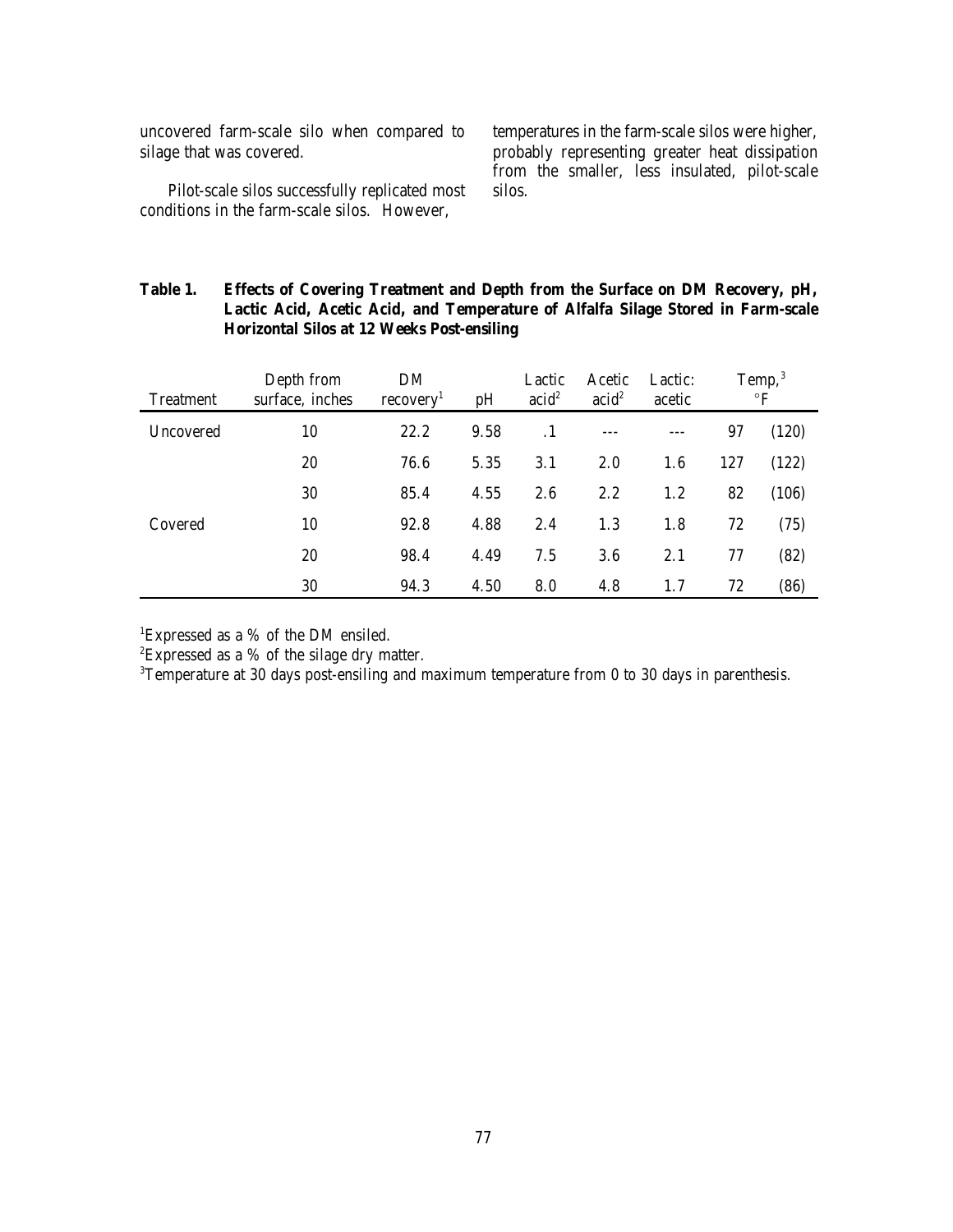uncovered farm-scale silo when compared to silage that was covered.

Pilot-scale silos successfully replicated most conditions in the farm-scale silos. However, temperatures in the farm-scale silos were higher, probably representing greater heat dissipation from the smaller, less insulated, pilot-scale silos.

**Table 1. Effects of Covering Treatment and Depth from the Surface on DM Recovery, pH, Lactic Acid, Acetic Acid, and Temperature of Alfalfa Silage Stored in Farm-scale Horizontal Silos at 12 Weeks Post-ensiling**

| Treatment | Depth from surface, inches | DM recovery[1] | pH | Lactic acid[2] | Acetic acid[2] | Lactic: acetic | Temp,[3] °F | |
|---|---|---|---|---|---|---|---|---|
| Uncovered | 10 | 22.2 | 9.58 | .1 | --- | --- | 97 | (120) |
| | 20 | 76.6 | 5.35 | 3.1 | 2.0 | 1.6 | 127 | (122) |
| | 30 | 85.4 | 4.55 | 2.6 | 2.2 | 1.2 | 82 | (106) |
| Covered | 10 | 92.8 | 4.88 | 2.4 | 1.3 | 1.8 | 72 | (75) |
| | 20 | 98.4 | 4.49 | 7.5 | 3.6 | 2.1 | 77 | (82) |
| | 30 | 94.3 | 4.50 | 8.0 | 4.8 | 1.7 | 72 | (86) |

[1]Expressed as a % of the DM ensiled.
[2]Expressed as a % of the silage dry matter.
[3]Temperature at 30 days post-ensiling and maximum temperature from 0 to 30 days in parenthesis.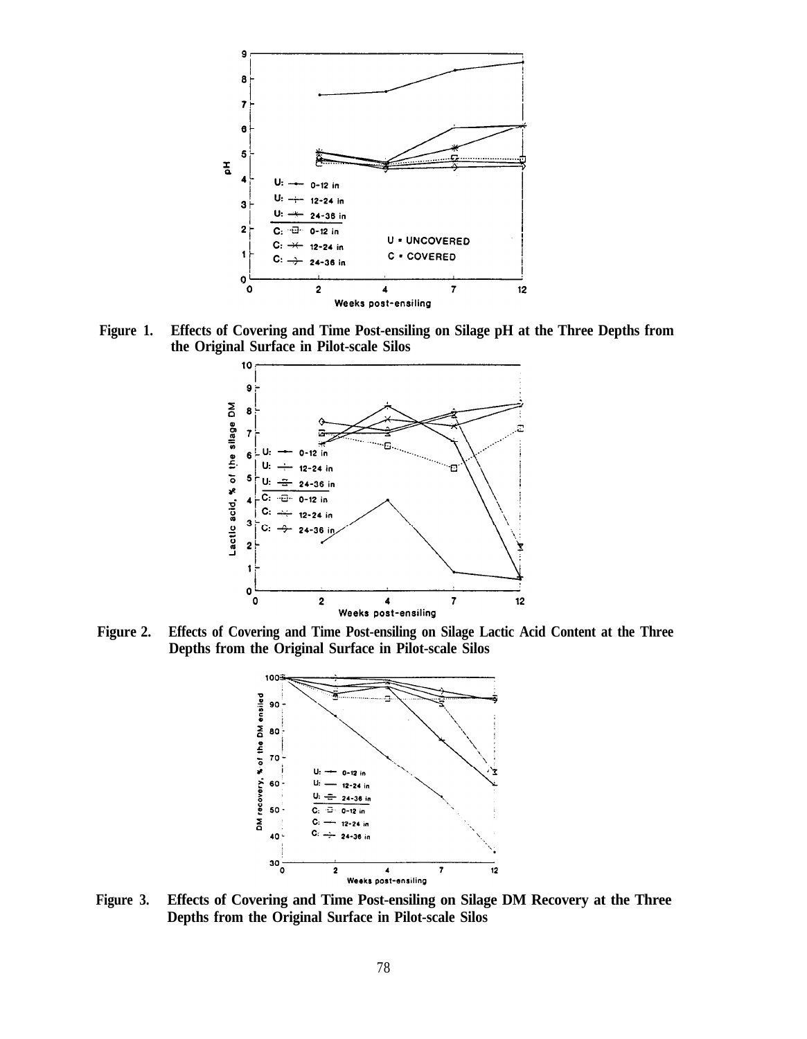9
8
7
6
5
4
3
2
1
0

pH

U: 0-12 in
U: 12-24 in
U: 24-36 in
C: 0-12 in
C: 12-24 in
C: 24-36 in

U = UNCOVERED
C = COVERED

0 2 4 7 12
Weeks post-ensiling

**Figure 1. Effects of Covering and Time Post-ensiling on Silage pH at the Three Depths from the Original Surface in Pilot-scale Silos**

10
9
8
7
6
5
4
3
2
1
0

Lactic acid, % of the silage DM

U: 0-12 in
U: 12-24 in
U: 24-36 in
C: 0-12 in
C: 12-24 in
C: 24-36 in

0 2 4 7 12
Weeks post-ensiling

**Figure 2. Effects of Covering and Time Post-ensiling on Silage Lactic Acid Content at the Three Depths from the Original Surface in Pilot-scale Silos**

100
90
80
70
60
50
40
30

DM recovery, % of the DM ensiled

U: 0-12 in
U: 12-24 in
U: 24-36 in
C: 0-12 in
C: 12-24 in
C: 24-36 in

0 2 4 7 12
Weeks post-ensiling

**Figure 3. Effects of Covering and Time Post-ensiling on Silage DM Recovery at the Three Depths from the Original Surface in Pilot-scale Silos**